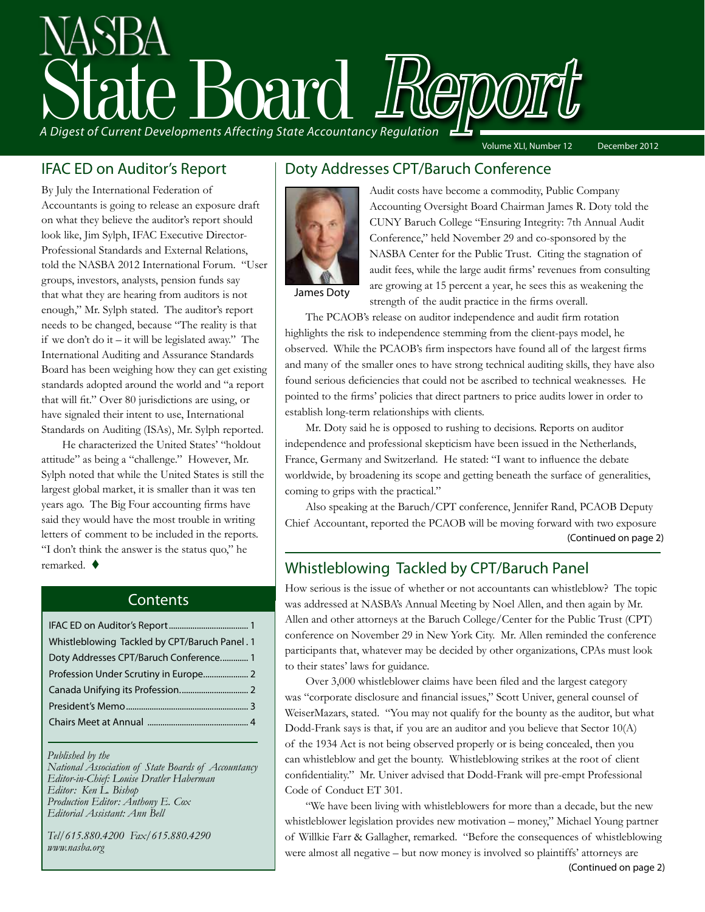# NASBA State Board Report

*A Digest of Current Developments Affecting State Accountancy Regulation*

Volume XLI, Number 12 December 2012

## IFAC ED on Auditor's Report

By July the International Federation of Accountants is going to release an exposure draft on what they believe the auditor's report should look like, Jim Sylph, IFAC Executive Director-Professional Standards and External Relations, told the NASBA 2012 International Forum. "User groups, investors, analysts, pension funds say that what they are hearing from auditors is not enough," Mr. Sylph stated. The auditor's report needs to be changed, because "The reality is that if we don't do it – it will be legislated away." The International Auditing and Assurance Standards Board has been weighing how they can get existing standards adopted around the world and "a report that will fit." Over 80 jurisdictions are using, or have signaled their intent to use, International Standards on Auditing (ISAs), Mr. Sylph reported.

He characterized the United States' "holdout attitude" as being a "challenge." However, Mr. Sylph noted that while the United States is still the largest global market, it is smaller than it was ten years ago. The Big Four accounting firms have said they would have the most trouble in writing letters of comment to be included in the reports. "I don't think the answer is the status quo," he remarked. ♦

## Contents

| | |
|---|---|
| IFAC ED on Auditor's Report | 1 |
| Whistleblowing Tackled by CPT/Baruch Panel | 1 |
| Doty Addresses CPT/Baruch Conference | 1 |
| Profession Under Scrutiny in Europe | 2 |
| Canada Unifying its Profession | 2 |
| President's Memo | 3 |
| Chairs Meet at Annual | 4 |

*Published by the*
*National Association of State Boards of Accountancy*
*Editor-in-Chief: Louise Dratler Haberman*
*Editor: Ken L. Bishop*
*Production Editor: Anthony E. Cox*
*Editorial Assistant: Ann Bell*

*Tel/615.880.4200 Fax/615.880.4290*
*www.nasba.org*

## Doty Addresses CPT/Baruch Conference

James Doty

Audit costs have become a commodity, Public Company Accounting Oversight Board Chairman James R. Doty told the CUNY Baruch College "Ensuring Integrity: 7th Annual Audit Conference," held November 29 and co-sponsored by the NASBA Center for the Public Trust. Citing the stagnation of audit fees, while the large audit firms' revenues from consulting are growing at 15 percent a year, he sees this as weakening the strength of the audit practice in the firms overall.

The PCAOB's release on auditor independence and audit firm rotation highlights the risk to independence stemming from the client-pays model, he observed. While the PCAOB's firm inspectors have found all of the largest firms and many of the smaller ones to have strong technical auditing skills, they have also found serious deficiencies that could not be ascribed to technical weaknesses. He pointed to the firms' policies that direct partners to price audits lower in order to establish long-term relationships with clients.

Mr. Doty said he is opposed to rushing to decisions. Reports on auditor independence and professional skepticism have been issued in the Netherlands, France, Germany and Switzerland. He stated: "I want to influence the debate worldwide, by broadening its scope and getting beneath the surface of generalities, coming to grips with the practical."

Also speaking at the Baruch/CPT conference, Jennifer Rand, PCAOB Deputy Chief Accountant, reported the PCAOB will be moving forward with two exposure

(Continued on page 2)

## Whistleblowing Tackled by CPT/Baruch Panel

How serious is the issue of whether or not accountants can whistleblow? The topic was addressed at NASBA's Annual Meeting by Noel Allen, and then again by Mr. Allen and other attorneys at the Baruch College/Center for the Public Trust (CPT) conference on November 29 in New York City. Mr. Allen reminded the conference participants that, whatever may be decided by other organizations, CPAs must look to their states' laws for guidance.

Over 3,000 whistleblower claims have been filed and the largest category was "corporate disclosure and financial issues," Scott Univer, general counsel of WeiserMazars, stated. "You may not qualify for the bounty as the auditor, but what Dodd-Frank says is that, if you are an auditor and you believe that Sector 10(A) of the 1934 Act is not being observed properly or is being concealed, then you can whistleblow and get the bounty. Whistleblowing strikes at the root of client confidentiality." Mr. Univer advised that Dodd-Frank will pre-empt Professional Code of Conduct ET 301.

"We have been living with whistleblowers for more than a decade, but the new whistleblower legislation provides new motivation – money," Michael Young partner of Willkie Farr & Gallagher, remarked. "Before the consequences of whistleblowing were almost all negative – but now money is involved so plaintiffs' attorneys are

(Continued on page 2)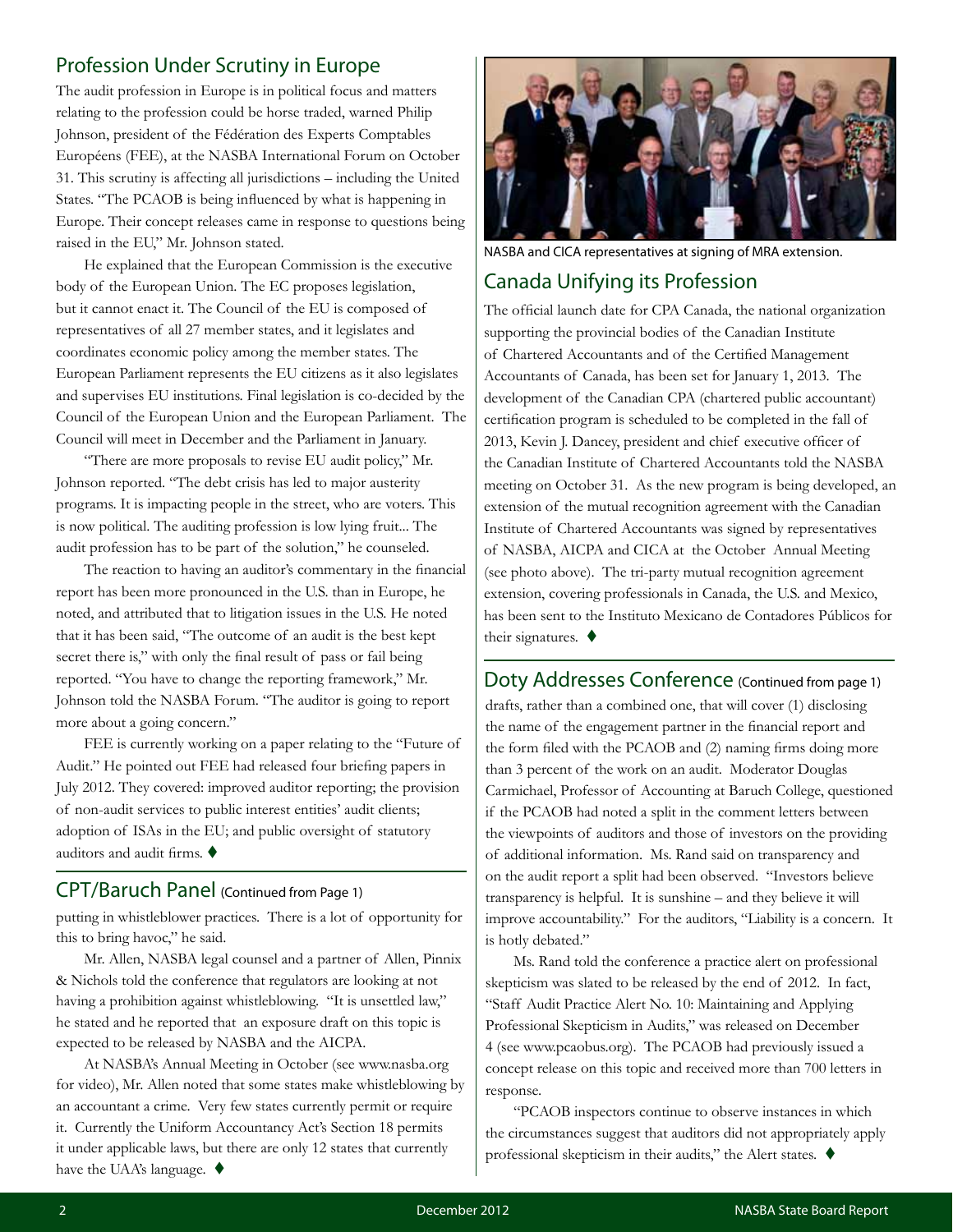## Profession Under Scrutiny in Europe

The audit profession in Europe is in political focus and matters relating to the profession could be horse traded, warned Philip Johnson, president of the Fédération des Experts Comptables Européens (FEE), at the NASBA International Forum on October 31. This scrutiny is affecting all jurisdictions – including the United States. "The PCAOB is being influenced by what is happening in Europe. Their concept releases came in response to questions being raised in the EU," Mr. Johnson stated.

He explained that the European Commission is the executive body of the European Union. The EC proposes legislation, but it cannot enact it. The Council of the EU is composed of representatives of all 27 member states, and it legislates and coordinates economic policy among the member states. The European Parliament represents the EU citizens as it also legislates and supervises EU institutions. Final legislation is co-decided by the Council of the European Union and the European Parliament. The Council will meet in December and the Parliament in January.

"There are more proposals to revise EU audit policy," Mr. Johnson reported. "The debt crisis has led to major austerity programs. It is impacting people in the street, who are voters. This is now political. The auditing profession is low lying fruit... The audit profession has to be part of the solution," he counseled.

The reaction to having an auditor's commentary in the financial report has been more pronounced in the U.S. than in Europe, he noted, and attributed that to litigation issues in the U.S. He noted that it has been said, "The outcome of an audit is the best kept secret there is," with only the final result of pass or fail being reported. "You have to change the reporting framework," Mr. Johnson told the NASBA Forum. "The auditor is going to report more about a going concern."

FEE is currently working on a paper relating to the "Future of Audit." He pointed out FEE had released four briefing papers in July 2012. They covered: improved auditor reporting; the provision of non-audit services to public interest entities' audit clients; adoption of ISAs in the EU; and public oversight of statutory auditors and audit firms. ♦

## CPT/Baruch Panel (Continued from Page 1)

putting in whistleblower practices. There is a lot of opportunity for this to bring havoc," he said.

Mr. Allen, NASBA legal counsel and a partner of Allen, Pinnix & Nichols told the conference that regulators are looking at not having a prohibition against whistleblowing. "It is unsettled law," he stated and he reported that an exposure draft on this topic is expected to be released by NASBA and the AICPA.

At NASBA's Annual Meeting in October (see www.nasba.org for video), Mr. Allen noted that some states make whistleblowing by an accountant a crime. Very few states currently permit or require it. Currently the Uniform Accountancy Act's Section 18 permits it under applicable laws, but there are only 12 states that currently have the UAA's language. ♦

NASBA and CICA representatives at signing of MRA extension.

## Canada Unifying its Profession

The official launch date for CPA Canada, the national organization supporting the provincial bodies of the Canadian Institute of Chartered Accountants and of the Certified Management Accountants of Canada, has been set for January 1, 2013. The development of the Canadian CPA (chartered public accountant) certification program is scheduled to be completed in the fall of 2013, Kevin J. Dancey, president and chief executive officer of the Canadian Institute of Chartered Accountants told the NASBA meeting on October 31. As the new program is being developed, an extension of the mutual recognition agreement with the Canadian Institute of Chartered Accountants was signed by representatives of NASBA, AICPA and CICA at the October Annual Meeting (see photo above). The tri-party mutual recognition agreement extension, covering professionals in Canada, the U.S. and Mexico, has been sent to the Instituto Mexicano de Contadores Públicos for their signatures. ♦

## Doty Addresses Conference (Continued from page 1)

drafts, rather than a combined one, that will cover (1) disclosing the name of the engagement partner in the financial report and the form filed with the PCAOB and (2) naming firms doing more than 3 percent of the work on an audit. Moderator Douglas Carmichael, Professor of Accounting at Baruch College, questioned if the PCAOB had noted a split in the comment letters between the viewpoints of auditors and those of investors on the providing of additional information. Ms. Rand said on transparency and on the audit report a split had been observed. "Investors believe transparency is helpful. It is sunshine – and they believe it will improve accountability." For the auditors, "Liability is a concern. It is hotly debated."

Ms. Rand told the conference a practice alert on professional skepticism was slated to be released by the end of 2012. In fact, "Staff Audit Practice Alert No. 10: Maintaining and Applying Professional Skepticism in Audits," was released on December 4 (see www.pcaobus.org). The PCAOB had previously issued a concept release on this topic and received more than 700 letters in response.

"PCAOB inspectors continue to observe instances in which the circumstances suggest that auditors did not appropriately apply professional skepticism in their audits," the Alert states. ♦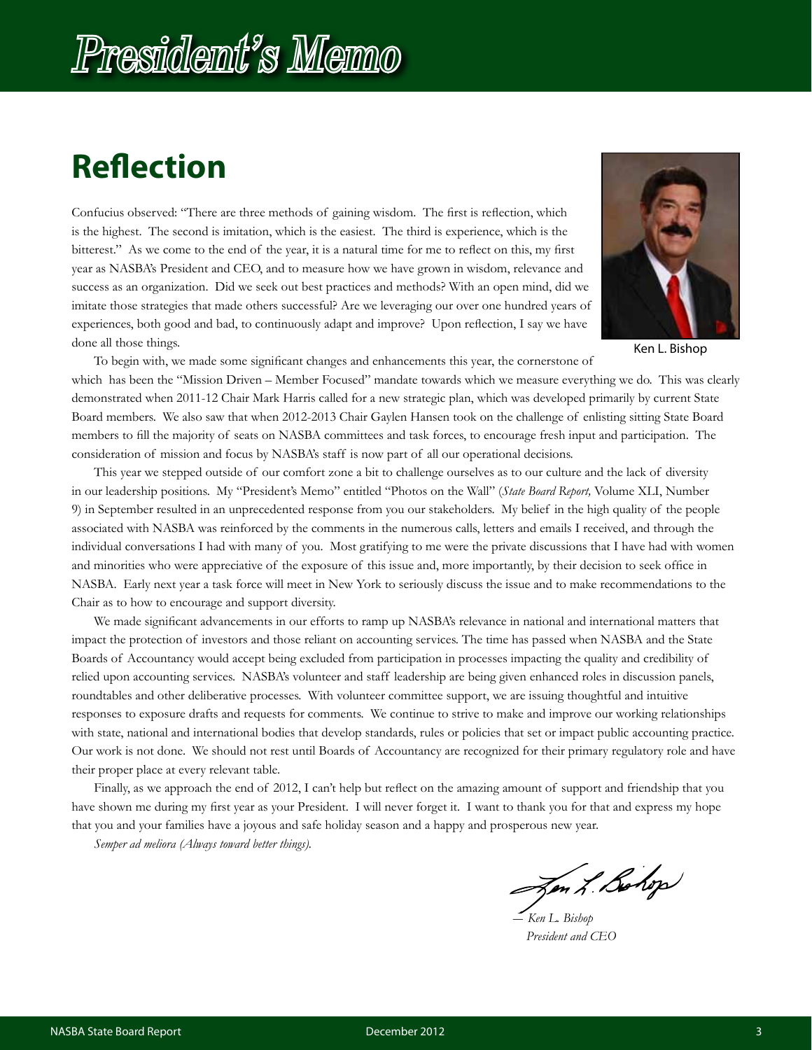// President's Memo

## Reflection

Confucius observed: "There are three methods of gaining wisdom. The first is reflection, which is the highest. The second is imitation, which is the easiest. The third is experience, which is the bitterest." As we come to the end of the year, it is a natural time for me to reflect on this, my first year as NASBA's President and CEO, and to measure how we have grown in wisdom, relevance and success as an organization. Did we seek out best practices and methods? With an open mind, did we imitate those strategies that made others successful? Are we leveraging our over one hundred years of experiences, both good and bad, to continuously adapt and improve? Upon reflection, I say we have done all those things.

Ken L. Bishop

To begin with, we made some significant changes and enhancements this year, the cornerstone of which has been the "Mission Driven – Member Focused" mandate towards which we measure everything we do. This was clearly demonstrated when 2011-12 Chair Mark Harris called for a new strategic plan, which was developed primarily by current State Board members. We also saw that when 2012-2013 Chair Gaylen Hansen took on the challenge of enlisting sitting State Board members to fill the majority of seats on NASBA committees and task forces, to encourage fresh input and participation. The consideration of mission and focus by NASBA's staff is now part of all our operational decisions.

This year we stepped outside of our comfort zone a bit to challenge ourselves as to our culture and the lack of diversity in our leadership positions. My "President's Memo" entitled "Photos on the Wall" (*State Board Report,* Volume XLI, Number 9) in September resulted in an unprecedented response from you our stakeholders. My belief in the high quality of the people associated with NASBA was reinforced by the comments in the numerous calls, letters and emails I received, and through the individual conversations I had with many of you. Most gratifying to me were the private discussions that I have had with women and minorities who were appreciative of the exposure of this issue and, more importantly, by their decision to seek office in NASBA. Early next year a task force will meet in New York to seriously discuss the issue and to make recommendations to the Chair as to how to encourage and support diversity.

We made significant advancements in our efforts to ramp up NASBA's relevance in national and international matters that impact the protection of investors and those reliant on accounting services. The time has passed when NASBA and the State Boards of Accountancy would accept being excluded from participation in processes impacting the quality and credibility of relied upon accounting services. NASBA's volunteer and staff leadership are being given enhanced roles in discussion panels, roundtables and other deliberative processes. With volunteer committee support, we are issuing thoughtful and intuitive responses to exposure drafts and requests for comments. We continue to strive to make and improve our working relationships with state, national and international bodies that develop standards, rules or policies that set or impact public accounting practice. Our work is not done. We should not rest until Boards of Accountancy are recognized for their primary regulatory role and have their proper place at every relevant table.

Finally, as we approach the end of 2012, I can't help but reflect on the amazing amount of support and friendship that you have shown me during my first year as your President. I will never forget it. I want to thank you for that and express my hope that you and your families have a joyous and safe holiday season and a happy and prosperous new year.

*Semper ad meliora (Always toward better things).*

*— Ken L. Bishop*
*President and CEO*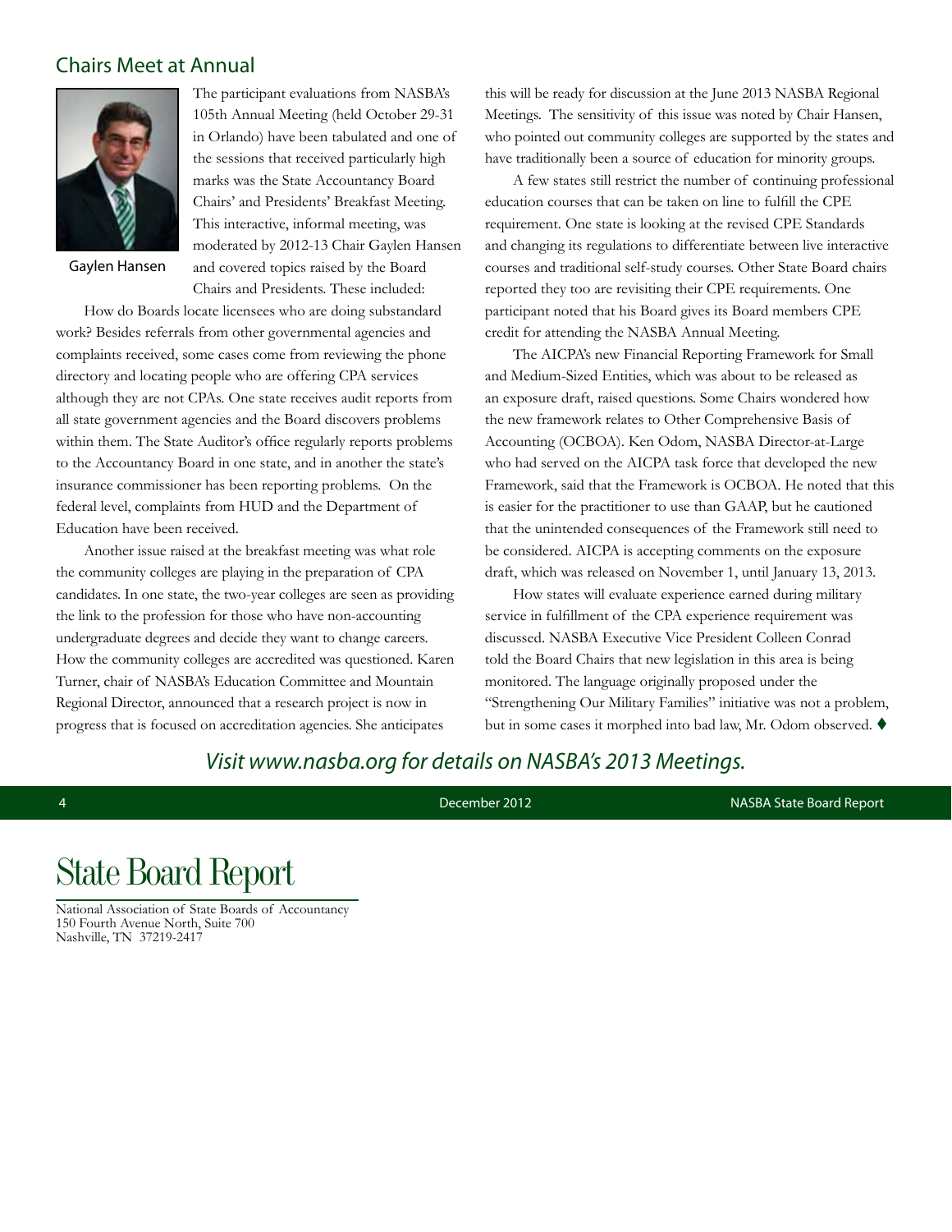## Chairs Meet at Annual

Gaylen Hansen

The participant evaluations from NASBA's 105th Annual Meeting (held October 29-31 in Orlando) have been tabulated and one of the sessions that received particularly high marks was the State Accountancy Board Chairs' and Presidents' Breakfast Meeting. This interactive, informal meeting, was moderated by 2012-13 Chair Gaylen Hansen and covered topics raised by the Board Chairs and Presidents. These included:

How do Boards locate licensees who are doing substandard work? Besides referrals from other governmental agencies and complaints received, some cases come from reviewing the phone directory and locating people who are offering CPA services although they are not CPAs. One state receives audit reports from all state government agencies and the Board discovers problems within them. The State Auditor's office regularly reports problems to the Accountancy Board in one state, and in another the state's insurance commissioner has been reporting problems. On the federal level, complaints from HUD and the Department of Education have been received.

Another issue raised at the breakfast meeting was what role the community colleges are playing in the preparation of CPA candidates. In one state, the two-year colleges are seen as providing the link to the profession for those who have non-accounting undergraduate degrees and decide they want to change careers. How the community colleges are accredited was questioned. Karen Turner, chair of NASBA's Education Committee and Mountain Regional Director, announced that a research project is now in progress that is focused on accreditation agencies. She anticipates this will be ready for discussion at the June 2013 NASBA Regional Meetings. The sensitivity of this issue was noted by Chair Hansen, who pointed out community colleges are supported by the states and have traditionally been a source of education for minority groups.

A few states still restrict the number of continuing professional education courses that can be taken on line to fulfill the CPE requirement. One state is looking at the revised CPE Standards and changing its regulations to differentiate between live interactive courses and traditional self-study courses. Other State Board chairs reported they too are revisiting their CPE requirements. One participant noted that his Board gives its Board members CPE credit for attending the NASBA Annual Meeting.

The AICPA's new Financial Reporting Framework for Small and Medium-Sized Entities, which was about to be released as an exposure draft, raised questions. Some Chairs wondered how the new framework relates to Other Comprehensive Basis of Accounting (OCBOA). Ken Odom, NASBA Director-at-Large who had served on the AICPA task force that developed the new Framework, said that the Framework is OCBOA. He noted that this is easier for the practitioner to use than GAAP, but he cautioned that the unintended consequences of the Framework still need to be considered. AICPA is accepting comments on the exposure draft, which was released on November 1, until January 13, 2013.

How states will evaluate experience earned during military service in fulfillment of the CPA experience requirement was discussed. NASBA Executive Vice President Colleen Conrad told the Board Chairs that new legislation in this area is being monitored. The language originally proposed under the "Strengthening Our Military Families" initiative was not a problem, but in some cases it morphed into bad law, Mr. Odom observed. ♦

*Visit www.nasba.org for details on NASBA's 2013 Meetings.*

# State Board Report

National Association of State Boards of Accountancy
150 Fourth Avenue North, Suite 700
Nashville, TN 37219-2417